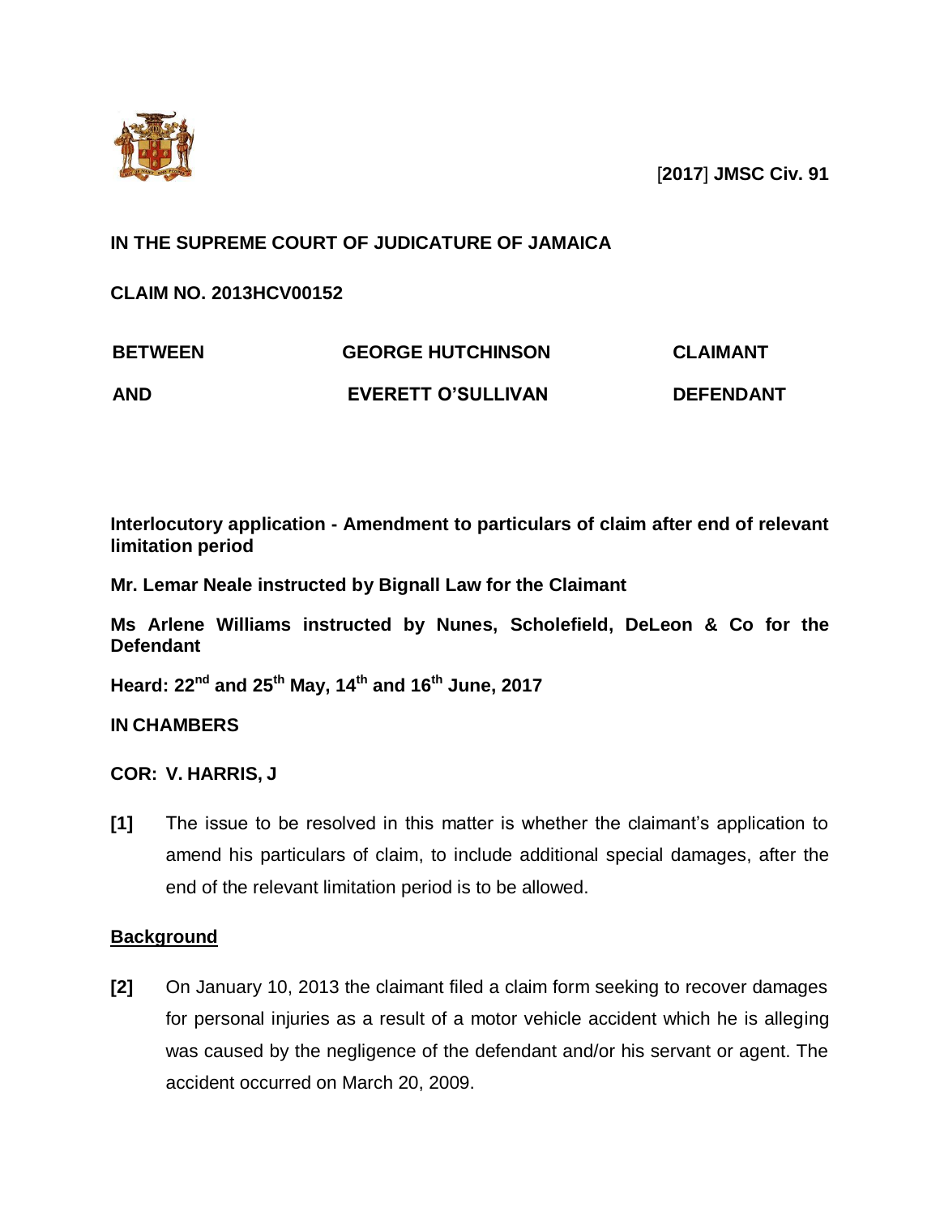[**2017**] **JMSC Civ. 91**

**IN THE SUPREME COURT OF JUDICATURE OF JAMAICA**

**CLAIM NO. 2013HCV00152**

| **BETWEEN** | **GEORGE HUTCHINSON** | **CLAIMANT** |
|---|---|---|
| **AND** | **EVERETT O'SULLIVAN** | **DEFENDANT** |

**Interlocutory application - Amendment to particulars of claim after end of relevant limitation period**

**Mr. Lemar Neale instructed by Bignall Law for the Claimant**

**Ms Arlene Williams instructed by Nunes, Scholefield, DeLeon & Co for the Defendant**

**Heard: 22nd and 25th May, 14th and 16th June, 2017**

**IN CHAMBERS**

**COR: V. HARRIS, J**

**[1]** The issue to be resolved in this matter is whether the claimant's application to amend his particulars of claim, to include additional special damages, after the end of the relevant limitation period is to be allowed.

## Background

**[2]** On January 10, 2013 the claimant filed a claim form seeking to recover damages for personal injuries as a result of a motor vehicle accident which he is alleging was caused by the negligence of the defendant and/or his servant or agent. The accident occurred on March 20, 2009.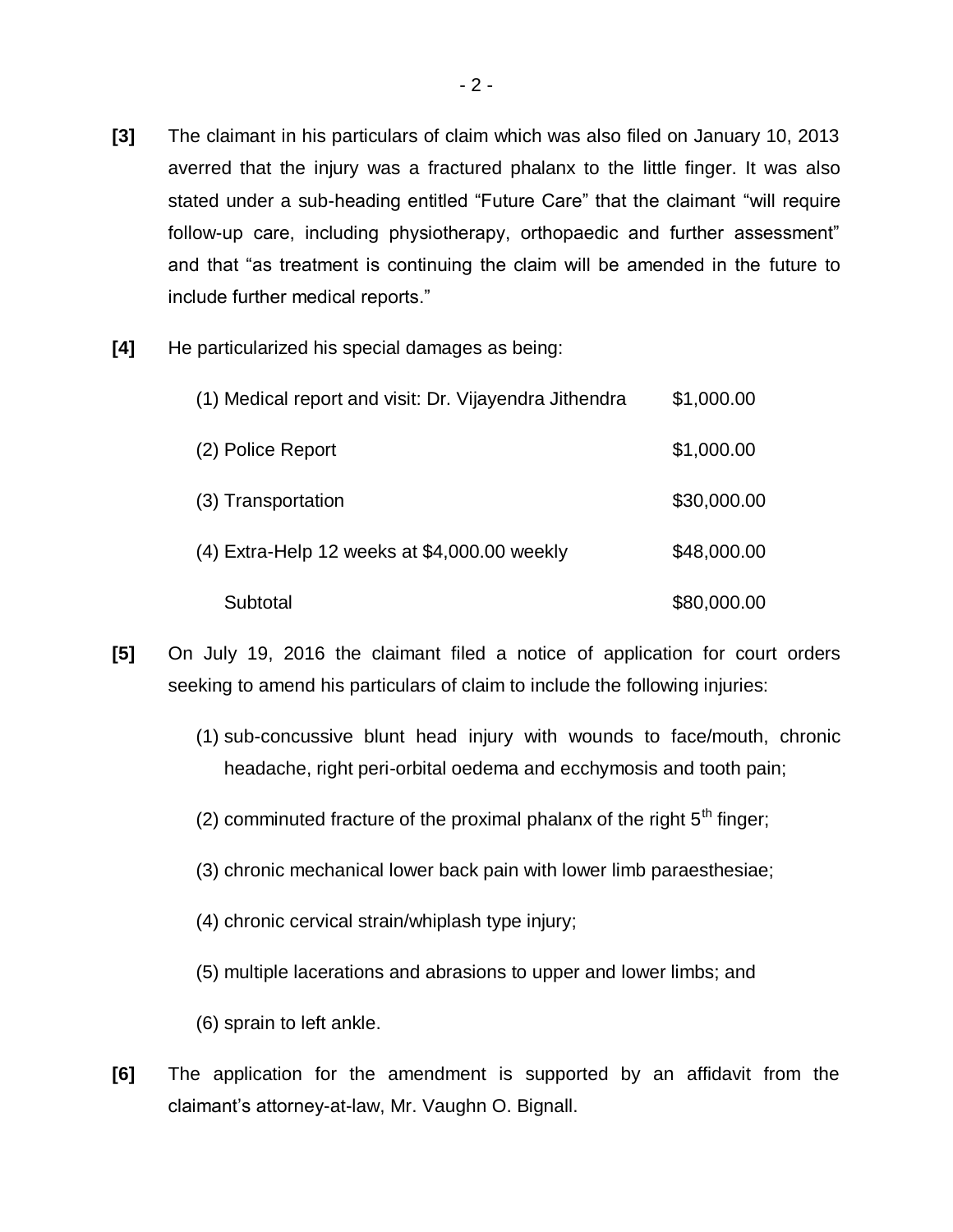**[3]** The claimant in his particulars of claim which was also filed on January 10, 2013 averred that the injury was a fractured phalanx to the little finger. It was also stated under a sub-heading entitled "Future Care" that the claimant "will require follow-up care, including physiotherapy, orthopaedic and further assessment" and that "as treatment is continuing the claim will be amended in the future to include further medical reports."

**[4]** He particularized his special damages as being:

| | |
|---|---|
| (1) Medical report and visit: Dr. Vijayendra Jithendra | $1,000.00 |
| (2) Police Report | $1,000.00 |
| (3) Transportation | $30,000.00 |
| (4) Extra-Help 12 weeks at $4,000.00 weekly | $48,000.00 |
| Subtotal | $80,000.00 |

**[5]** On July 19, 2016 the claimant filed a notice of application for court orders seeking to amend his particulars of claim to include the following injuries:

(1) sub-concussive blunt head injury with wounds to face/mouth, chronic headache, right peri-orbital oedema and ecchymosis and tooth pain;

(2) comminuted fracture of the proximal phalanx of the right $5^{th}$ finger;

(3) chronic mechanical lower back pain with lower limb paraesthesiae;

(4) chronic cervical strain/whiplash type injury;

(5) multiple lacerations and abrasions to upper and lower limbs; and

(6) sprain to left ankle.

**[6]** The application for the amendment is supported by an affidavit from the claimant's attorney-at-law, Mr. Vaughn O. Bignall.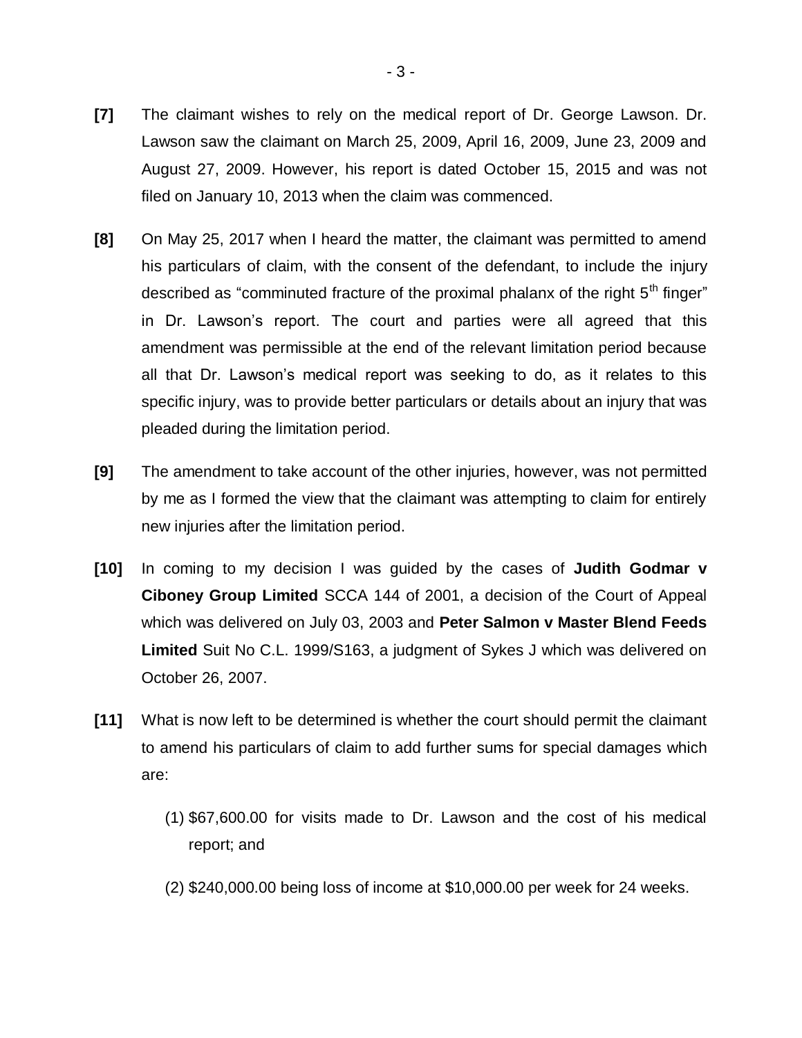**[7]** The claimant wishes to rely on the medical report of Dr. George Lawson. Dr. Lawson saw the claimant on March 25, 2009, April 16, 2009, June 23, 2009 and August 27, 2009. However, his report is dated October 15, 2015 and was not filed on January 10, 2013 when the claim was commenced.

**[8]** On May 25, 2017 when I heard the matter, the claimant was permitted to amend his particulars of claim, with the consent of the defendant, to include the injury described as "comminuted fracture of the proximal phalanx of the right 5th finger" in Dr. Lawson's report. The court and parties were all agreed that this amendment was permissible at the end of the relevant limitation period because all that Dr. Lawson's medical report was seeking to do, as it relates to this specific injury, was to provide better particulars or details about an injury that was pleaded during the limitation period.

**[9]** The amendment to take account of the other injuries, however, was not permitted by me as I formed the view that the claimant was attempting to claim for entirely new injuries after the limitation period.

**[10]** In coming to my decision I was guided by the cases of **Judith Godmar v Ciboney Group Limited** SCCA 144 of 2001, a decision of the Court of Appeal which was delivered on July 03, 2003 and **Peter Salmon v Master Blend Feeds Limited** Suit No C.L. 1999/S163, a judgment of Sykes J which was delivered on October 26, 2007.

**[11]** What is now left to be determined is whether the court should permit the claimant to amend his particulars of claim to add further sums for special damages which are:

(1) $67,600.00 for visits made to Dr. Lawson and the cost of his medical report; and

(2) $240,000.00 being loss of income at $10,000.00 per week for 24 weeks.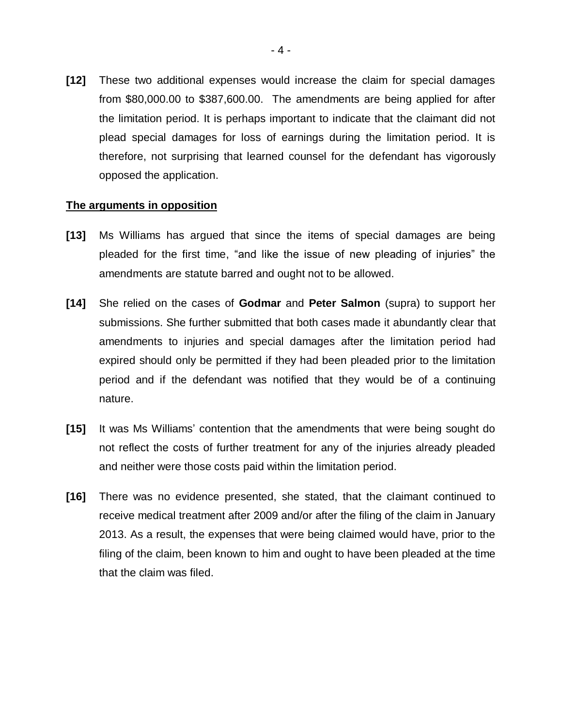**[12]** These two additional expenses would increase the claim for special damages from $80,000.00 to $387,600.00. The amendments are being applied for after the limitation period. It is perhaps important to indicate that the claimant did not plead special damages for loss of earnings during the limitation period. It is therefore, not surprising that learned counsel for the defendant has vigorously opposed the application.

**<u>The arguments in opposition</u>**

**[13]** Ms Williams has argued that since the items of special damages are being pleaded for the first time, "and like the issue of new pleading of injuries" the amendments are statute barred and ought not to be allowed.

**[14]** She relied on the cases of **Godmar** and **Peter Salmon** (supra) to support her submissions. She further submitted that both cases made it abundantly clear that amendments to injuries and special damages after the limitation period had expired should only be permitted if they had been pleaded prior to the limitation period and if the defendant was notified that they would be of a continuing nature.

**[15]** It was Ms Williams' contention that the amendments that were being sought do not reflect the costs of further treatment for any of the injuries already pleaded and neither were those costs paid within the limitation period.

**[16]** There was no evidence presented, she stated, that the claimant continued to receive medical treatment after 2009 and/or after the filing of the claim in January 2013. As a result, the expenses that were being claimed would have, prior to the filing of the claim, been known to him and ought to have been pleaded at the time that the claim was filed.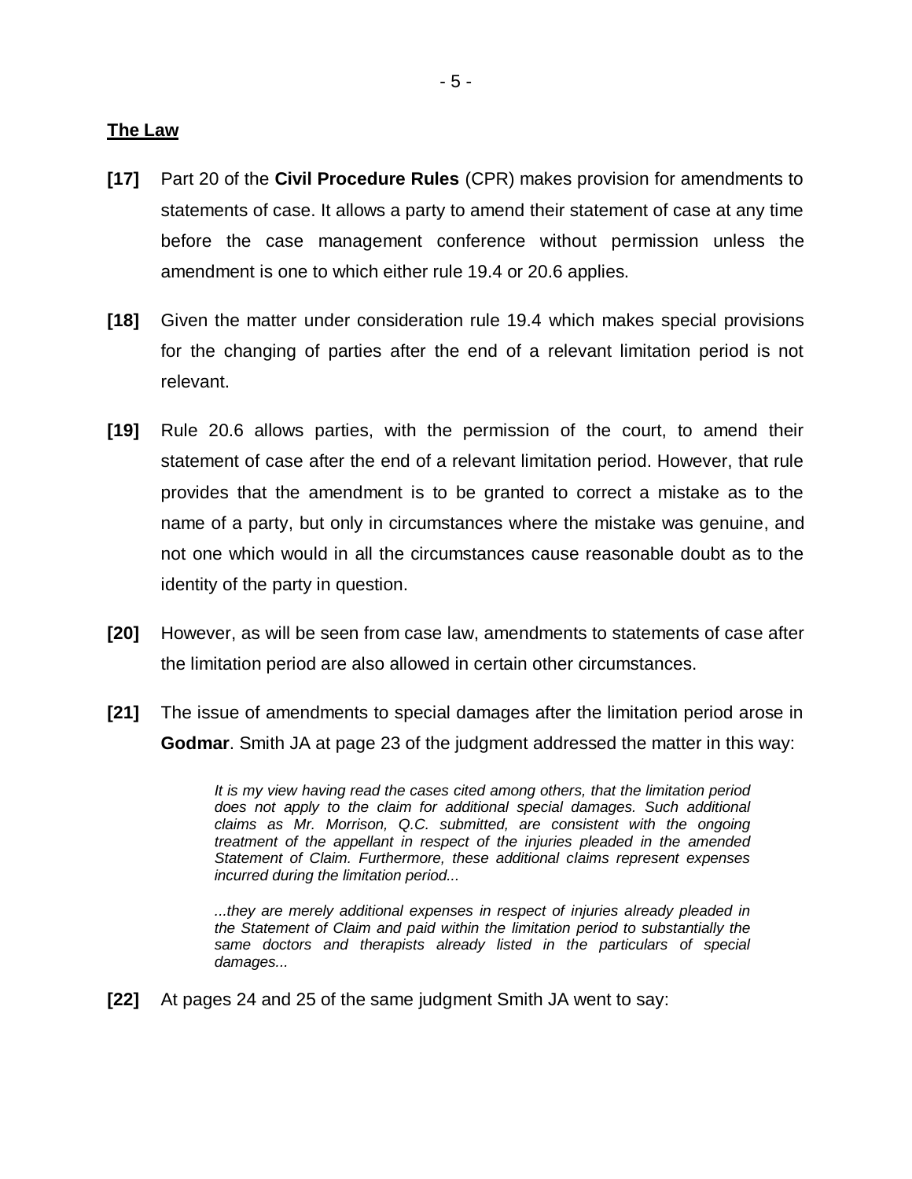## The Law

**[17]** Part 20 of the **Civil Procedure Rules** (CPR) makes provision for amendments to statements of case. It allows a party to amend their statement of case at any time before the case management conference without permission unless the amendment is one to which either rule 19.4 or 20.6 applies.

**[18]** Given the matter under consideration rule 19.4 which makes special provisions for the changing of parties after the end of a relevant limitation period is not relevant.

**[19]** Rule 20.6 allows parties, with the permission of the court, to amend their statement of case after the end of a relevant limitation period. However, that rule provides that the amendment is to be granted to correct a mistake as to the name of a party, but only in circumstances where the mistake was genuine, and not one which would in all the circumstances cause reasonable doubt as to the identity of the party in question.

**[20]** However, as will be seen from case law, amendments to statements of case after the limitation period are also allowed in certain other circumstances.

**[21]** The issue of amendments to special damages after the limitation period arose in **Godmar**. Smith JA at page 23 of the judgment addressed the matter in this way:

> *It is my view having read the cases cited among others, that the limitation period does not apply to the claim for additional special damages. Such additional claims as Mr. Morrison, Q.C. submitted, are consistent with the ongoing treatment of the appellant in respect of the injuries pleaded in the amended Statement of Claim. Furthermore, these additional claims represent expenses incurred during the limitation period...*
>
> *...they are merely additional expenses in respect of injuries already pleaded in the Statement of Claim and paid within the limitation period to substantially the same doctors and therapists already listed in the particulars of special damages...*

**[22]** At pages 24 and 25 of the same judgment Smith JA went to say: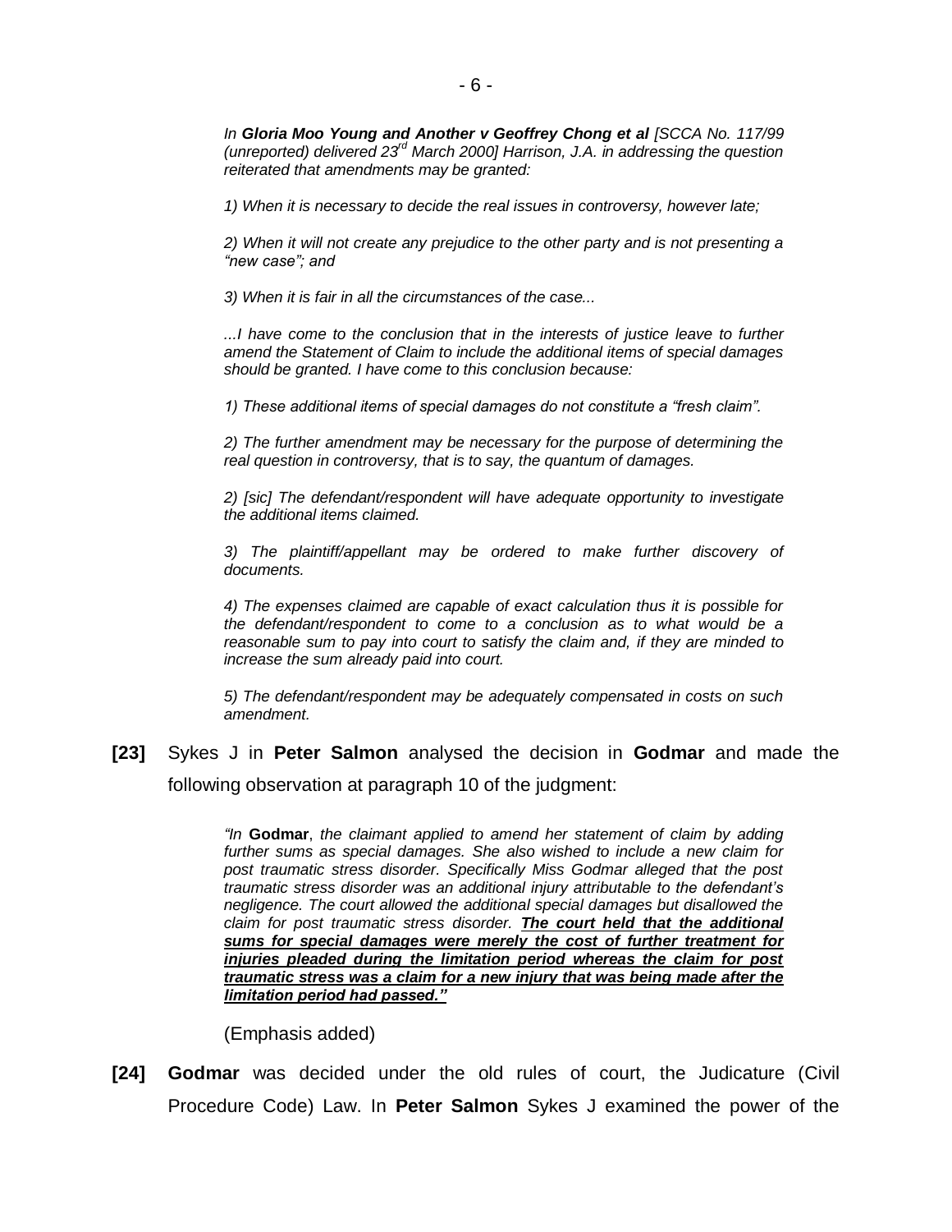*In **Gloria Moo Young and Another v Geoffrey Chong et al** [SCCA No. 117/99 (unreported) delivered 23rd March 2000] Harrison, J.A. in addressing the question reiterated that amendments may be granted:*

*1) When it is necessary to decide the real issues in controversy, however late;*

*2) When it will not create any prejudice to the other party and is not presenting a "new case"; and*

*3) When it is fair in all the circumstances of the case...*

*...I have come to the conclusion that in the interests of justice leave to further amend the Statement of Claim to include the additional items of special damages should be granted. I have come to this conclusion because:*

*1) These additional items of special damages do not constitute a "fresh claim".*

*2) The further amendment may be necessary for the purpose of determining the real question in controversy, that is to say, the quantum of damages.*

*2) [sic] The defendant/respondent will have adequate opportunity to investigate the additional items claimed.*

*3) The plaintiff/appellant may be ordered to make further discovery of documents.*

*4) The expenses claimed are capable of exact calculation thus it is possible for the defendant/respondent to come to a conclusion as to what would be a reasonable sum to pay into court to satisfy the claim and, if they are minded to increase the sum already paid into court.*

*5) The defendant/respondent may be adequately compensated in costs on such amendment.*

**[23]** Sykes J in **Peter Salmon** analysed the decision in **Godmar** and made the following observation at paragraph 10 of the judgment:

> *"In **Godmar**, the claimant applied to amend her statement of claim by adding further sums as special damages. She also wished to include a new claim for post traumatic stress disorder. Specifically Miss Godmar alleged that the post traumatic stress disorder was an additional injury attributable to the defendant's negligence. The court allowed the additional special damages but disallowed the claim for post traumatic stress disorder. **The court held that the additional sums for special damages were merely the cost of further treatment for injuries pleaded during the limitation period whereas the claim for post traumatic stress was a claim for a new injury that was being made after the limitation period had passed."***
>
> (Emphasis added)

**[24]** **Godmar** was decided under the old rules of court, the Judicature (Civil Procedure Code) Law. In **Peter Salmon** Sykes J examined the power of the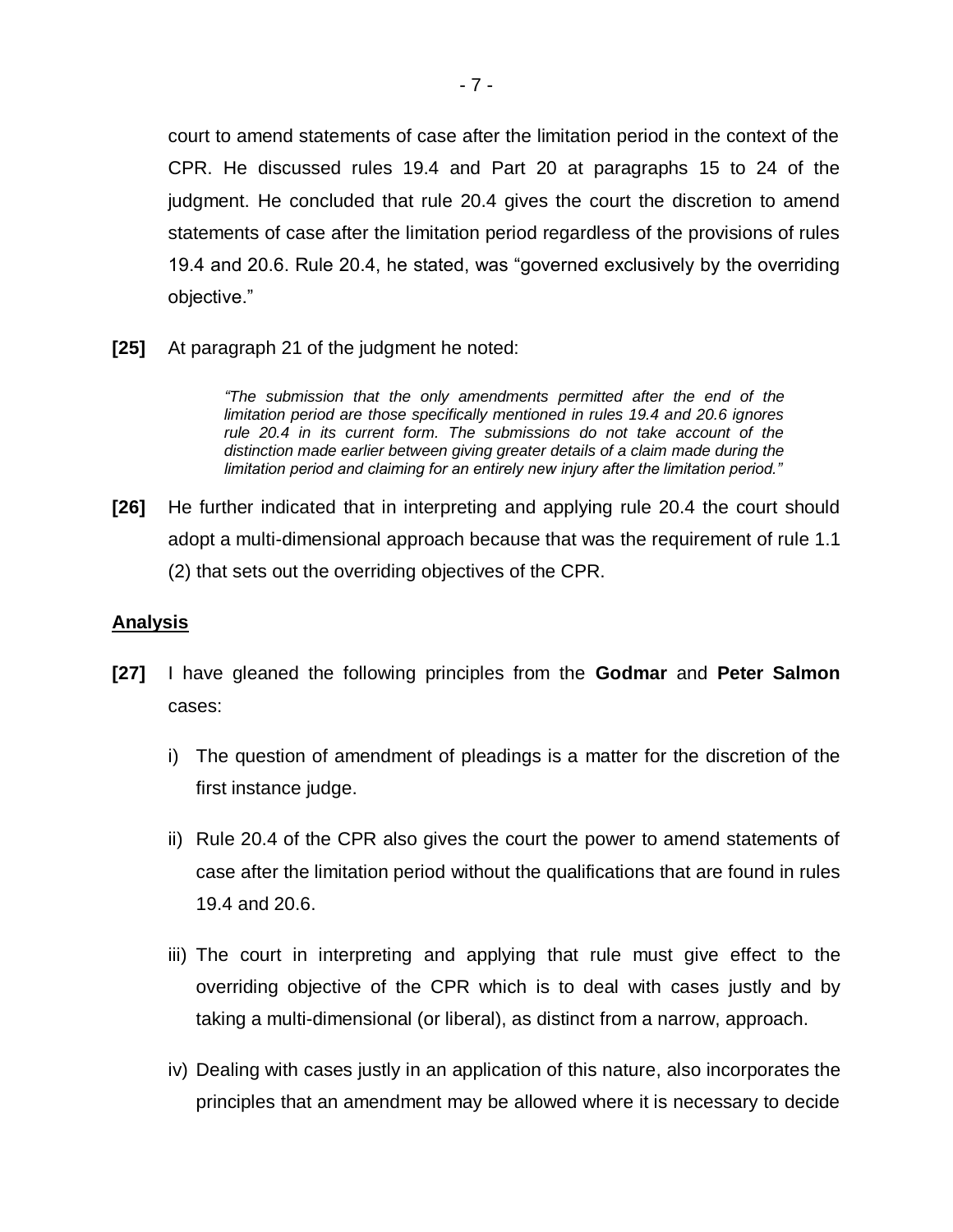court to amend statements of case after the limitation period in the context of the CPR. He discussed rules 19.4 and Part 20 at paragraphs 15 to 24 of the judgment. He concluded that rule 20.4 gives the court the discretion to amend statements of case after the limitation period regardless of the provisions of rules 19.4 and 20.6. Rule 20.4, he stated, was "governed exclusively by the overriding objective."

**[25]** At paragraph 21 of the judgment he noted:

> *"The submission that the only amendments permitted after the end of the limitation period are those specifically mentioned in rules 19.4 and 20.6 ignores rule 20.4 in its current form. The submissions do not take account of the distinction made earlier between giving greater details of a claim made during the limitation period and claiming for an entirely new injury after the limitation period."*

**[26]** He further indicated that in interpreting and applying rule 20.4 the court should adopt a multi-dimensional approach because that was the requirement of rule 1.1 (2) that sets out the overriding objectives of the CPR.

## Analysis

**[27]** I have gleaned the following principles from the **Godmar** and **Peter Salmon** cases:

i) The question of amendment of pleadings is a matter for the discretion of the first instance judge.

ii) Rule 20.4 of the CPR also gives the court the power to amend statements of case after the limitation period without the qualifications that are found in rules 19.4 and 20.6.

iii) The court in interpreting and applying that rule must give effect to the overriding objective of the CPR which is to deal with cases justly and by taking a multi-dimensional (or liberal), as distinct from a narrow, approach.

iv) Dealing with cases justly in an application of this nature, also incorporates the principles that an amendment may be allowed where it is necessary to decide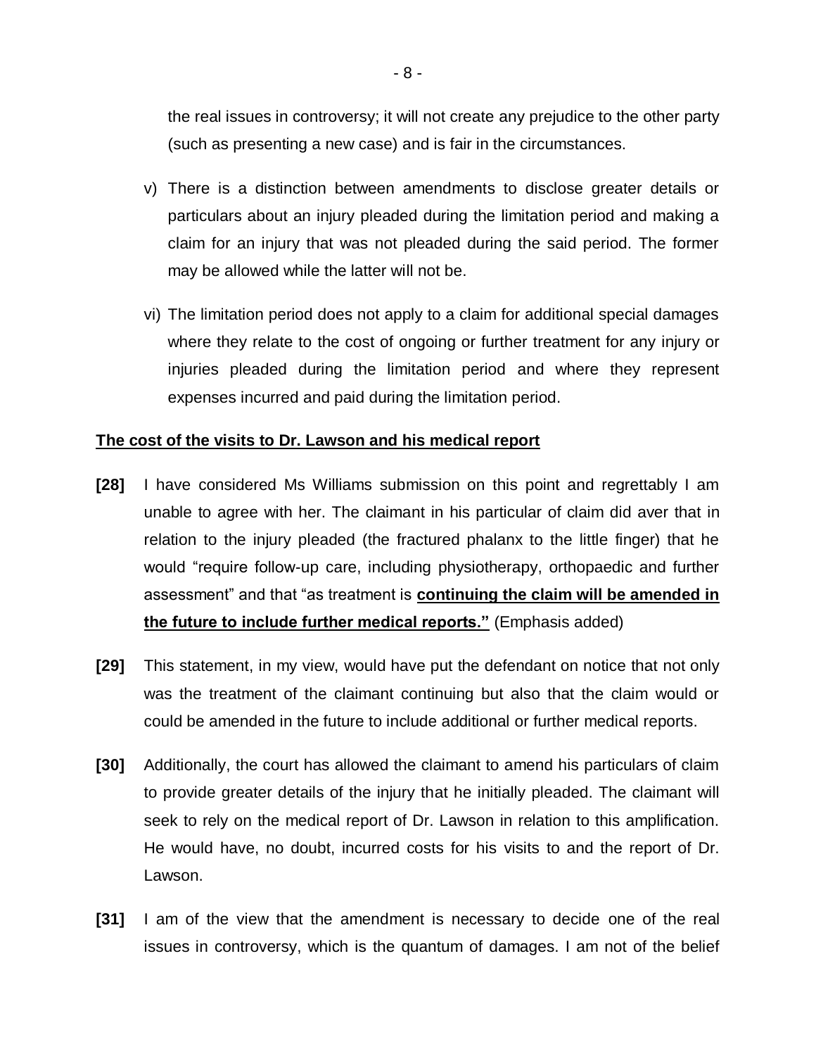the real issues in controversy; it will not create any prejudice to the other party (such as presenting a new case) and is fair in the circumstances.

v) There is a distinction between amendments to disclose greater details or particulars about an injury pleaded during the limitation period and making a claim for an injury that was not pleaded during the said period. The former may be allowed while the latter will not be.

vi) The limitation period does not apply to a claim for additional special damages where they relate to the cost of ongoing or further treatment for any injury or injuries pleaded during the limitation period and where they represent expenses incurred and paid during the limitation period.

**<u>The cost of the visits to Dr. Lawson and his medical report</u>**

**[28]** I have considered Ms Williams submission on this point and regrettably I am unable to agree with her. The claimant in his particular of claim did aver that in relation to the injury pleaded (the fractured phalanx to the little finger) that he would "require follow-up care, including physiotherapy, orthopaedic and further assessment" and that "as treatment is **<u>continuing the claim will be amended in the future to include further medical reports."</u>** (Emphasis added)

**[29]** This statement, in my view, would have put the defendant on notice that not only was the treatment of the claimant continuing but also that the claim would or could be amended in the future to include additional or further medical reports.

**[30]** Additionally, the court has allowed the claimant to amend his particulars of claim to provide greater details of the injury that he initially pleaded. The claimant will seek to rely on the medical report of Dr. Lawson in relation to this amplification. He would have, no doubt, incurred costs for his visits to and the report of Dr. Lawson.

**[31]** I am of the view that the amendment is necessary to decide one of the real issues in controversy, which is the quantum of damages. I am not of the belief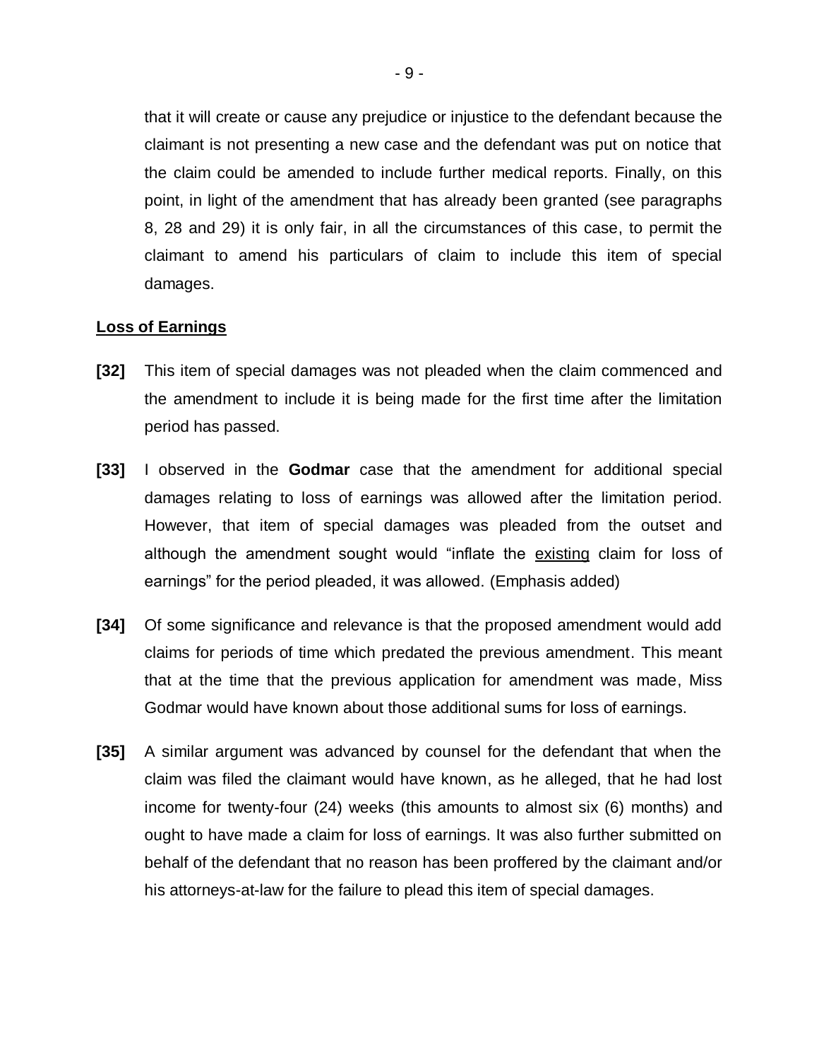that it will create or cause any prejudice or injustice to the defendant because the claimant is not presenting a new case and the defendant was put on notice that the claim could be amended to include further medical reports. Finally, on this point, in light of the amendment that has already been granted (see paragraphs 8, 28 and 29) it is only fair, in all the circumstances of this case, to permit the claimant to amend his particulars of claim to include this item of special damages.

**Loss of Earnings**

**[32]** This item of special damages was not pleaded when the claim commenced and the amendment to include it is being made for the first time after the limitation period has passed.

**[33]** I observed in the **Godmar** case that the amendment for additional special damages relating to loss of earnings was allowed after the limitation period. However, that item of special damages was pleaded from the outset and although the amendment sought would "inflate the existing claim for loss of earnings" for the period pleaded, it was allowed. (Emphasis added)

**[34]** Of some significance and relevance is that the proposed amendment would add claims for periods of time which predated the previous amendment. This meant that at the time that the previous application for amendment was made, Miss Godmar would have known about those additional sums for loss of earnings.

**[35]** A similar argument was advanced by counsel for the defendant that when the claim was filed the claimant would have known, as he alleged, that he had lost income for twenty-four (24) weeks (this amounts to almost six (6) months) and ought to have made a claim for loss of earnings. It was also further submitted on behalf of the defendant that no reason has been proffered by the claimant and/or his attorneys-at-law for the failure to plead this item of special damages.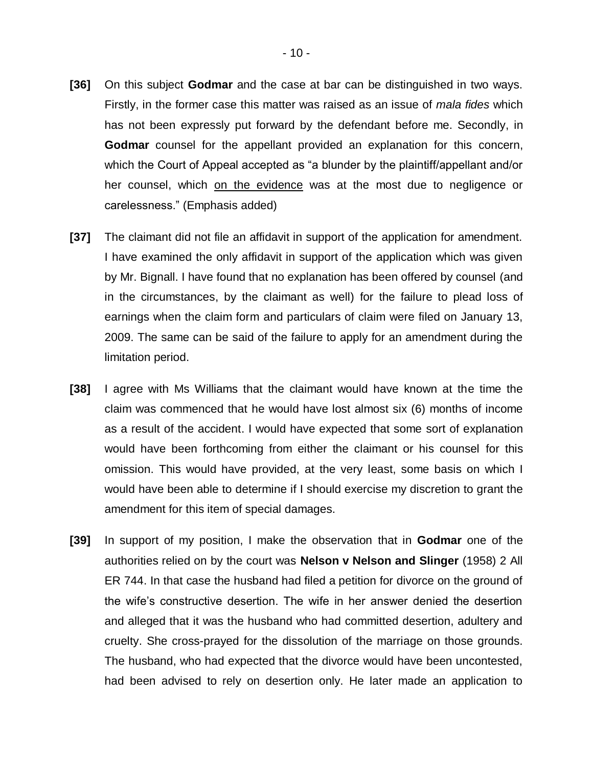**[36]** On this subject **Godmar** and the case at bar can be distinguished in two ways. Firstly, in the former case this matter was raised as an issue of *mala fides* which has not been expressly put forward by the defendant before me. Secondly, in **Godmar** counsel for the appellant provided an explanation for this concern, which the Court of Appeal accepted as "a blunder by the plaintiff/appellant and/or her counsel, which <u>on the evidence</u> was at the most due to negligence or carelessness." (Emphasis added)

**[37]** The claimant did not file an affidavit in support of the application for amendment. I have examined the only affidavit in support of the application which was given by Mr. Bignall. I have found that no explanation has been offered by counsel (and in the circumstances, by the claimant as well) for the failure to plead loss of earnings when the claim form and particulars of claim were filed on January 13, 2009. The same can be said of the failure to apply for an amendment during the limitation period.

**[38]** I agree with Ms Williams that the claimant would have known at the time the claim was commenced that he would have lost almost six (6) months of income as a result of the accident. I would have expected that some sort of explanation would have been forthcoming from either the claimant or his counsel for this omission. This would have provided, at the very least, some basis on which I would have been able to determine if I should exercise my discretion to grant the amendment for this item of special damages.

**[39]** In support of my position, I make the observation that in **Godmar** one of the authorities relied on by the court was **Nelson v Nelson and Slinger** (1958) 2 All ER 744. In that case the husband had filed a petition for divorce on the ground of the wife's constructive desertion. The wife in her answer denied the desertion and alleged that it was the husband who had committed desertion, adultery and cruelty. She cross-prayed for the dissolution of the marriage on those grounds. The husband, who had expected that the divorce would have been uncontested, had been advised to rely on desertion only. He later made an application to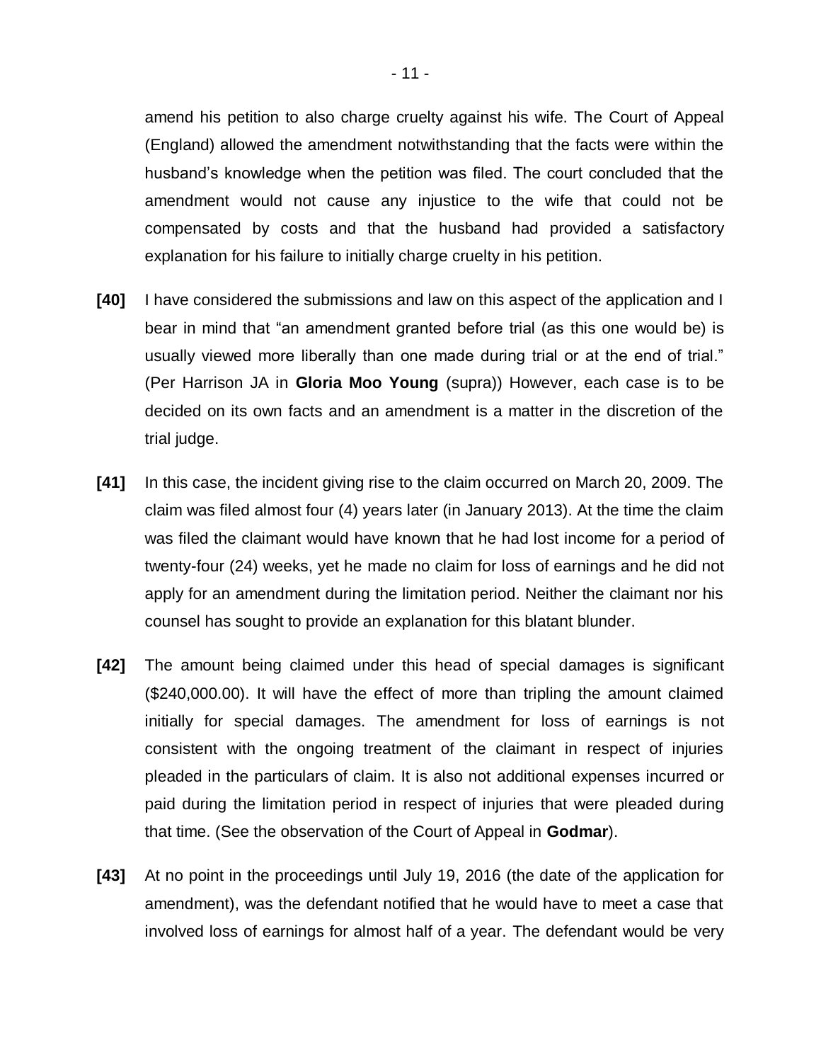amend his petition to also charge cruelty against his wife. The Court of Appeal (England) allowed the amendment notwithstanding that the facts were within the husband's knowledge when the petition was filed. The court concluded that the amendment would not cause any injustice to the wife that could not be compensated by costs and that the husband had provided a satisfactory explanation for his failure to initially charge cruelty in his petition.

**[40]** I have considered the submissions and law on this aspect of the application and I bear in mind that "an amendment granted before trial (as this one would be) is usually viewed more liberally than one made during trial or at the end of trial." (Per Harrison JA in **Gloria Moo Young** (supra)) However, each case is to be decided on its own facts and an amendment is a matter in the discretion of the trial judge.

**[41]** In this case, the incident giving rise to the claim occurred on March 20, 2009. The claim was filed almost four (4) years later (in January 2013). At the time the claim was filed the claimant would have known that he had lost income for a period of twenty-four (24) weeks, yet he made no claim for loss of earnings and he did not apply for an amendment during the limitation period. Neither the claimant nor his counsel has sought to provide an explanation for this blatant blunder.

**[42]** The amount being claimed under this head of special damages is significant ($240,000.00). It will have the effect of more than tripling the amount claimed initially for special damages. The amendment for loss of earnings is not consistent with the ongoing treatment of the claimant in respect of injuries pleaded in the particulars of claim. It is also not additional expenses incurred or paid during the limitation period in respect of injuries that were pleaded during that time. (See the observation of the Court of Appeal in **Godmar**).

**[43]** At no point in the proceedings until July 19, 2016 (the date of the application for amendment), was the defendant notified that he would have to meet a case that involved loss of earnings for almost half of a year. The defendant would be very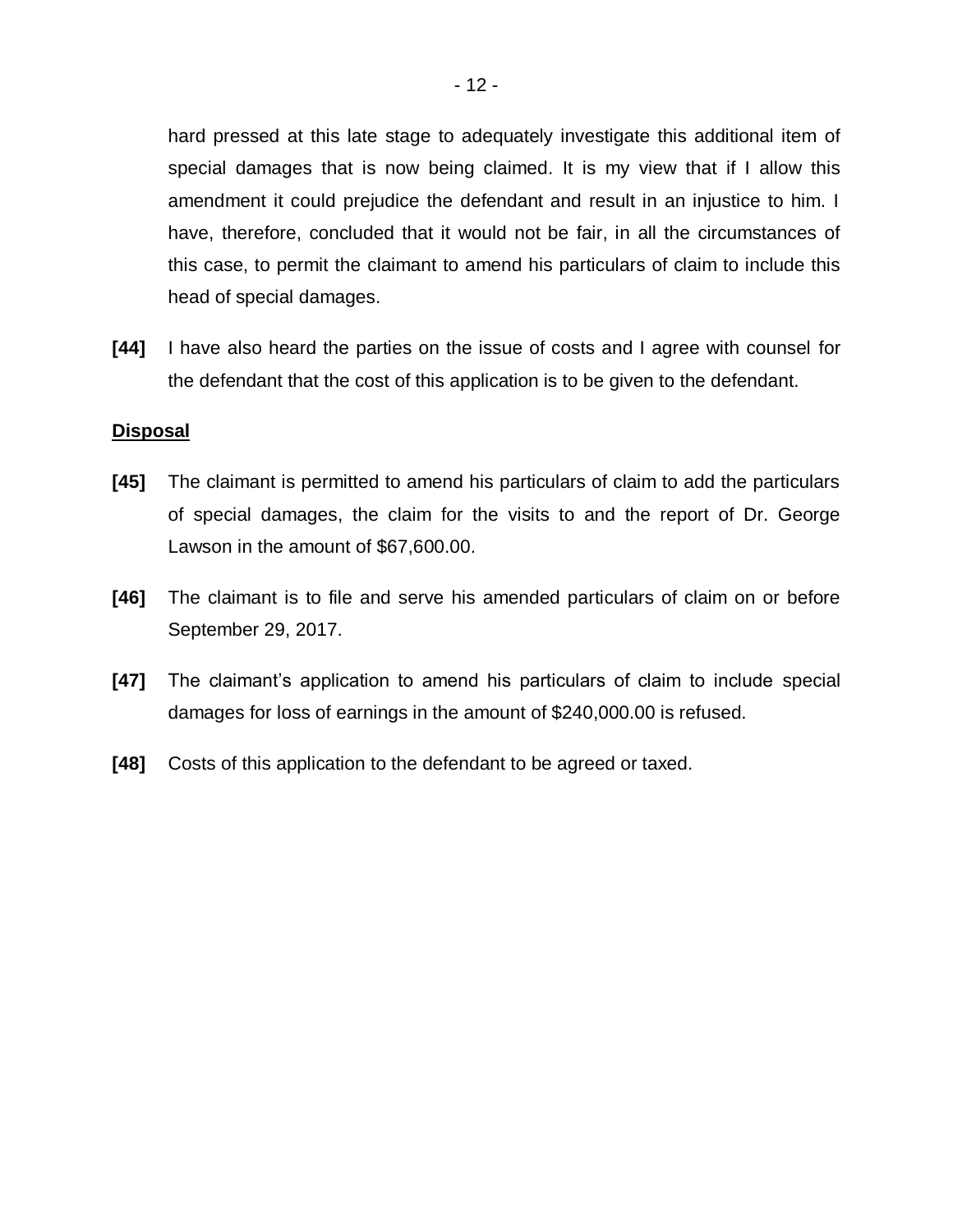hard pressed at this late stage to adequately investigate this additional item of special damages that is now being claimed. It is my view that if I allow this amendment it could prejudice the defendant and result in an injustice to him. I have, therefore, concluded that it would not be fair, in all the circumstances of this case, to permit the claimant to amend his particulars of claim to include this head of special damages.

**[44]** I have also heard the parties on the issue of costs and I agree with counsel for the defendant that the cost of this application is to be given to the defendant.

**<u>Disposal</u>**

**[45]** The claimant is permitted to amend his particulars of claim to add the particulars of special damages, the claim for the visits to and the report of Dr. George Lawson in the amount of $67,600.00.

**[46]** The claimant is to file and serve his amended particulars of claim on or before September 29, 2017.

**[47]** The claimant's application to amend his particulars of claim to include special damages for loss of earnings in the amount of $240,000.00 is refused.

**[48]** Costs of this application to the defendant to be agreed or taxed.